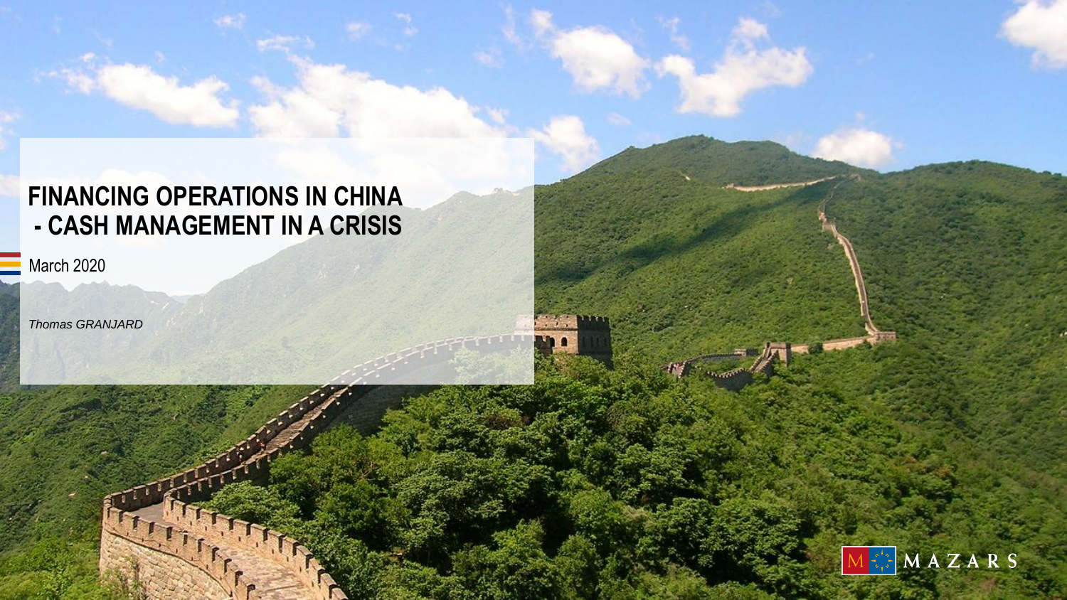# FINANCING OPERATIONS IN CHINA - CASH MANAGEMENT IN A CRISIS

March 2020

*Thomas GRANJARD*

MAZARS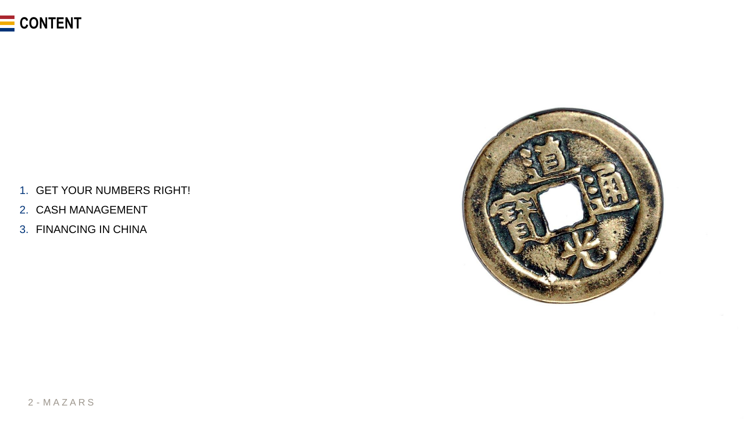# CONTENT

1. GET YOUR NUMBERS RIGHT!
2. CASH MANAGEMENT
3. FINANCING IN CHINA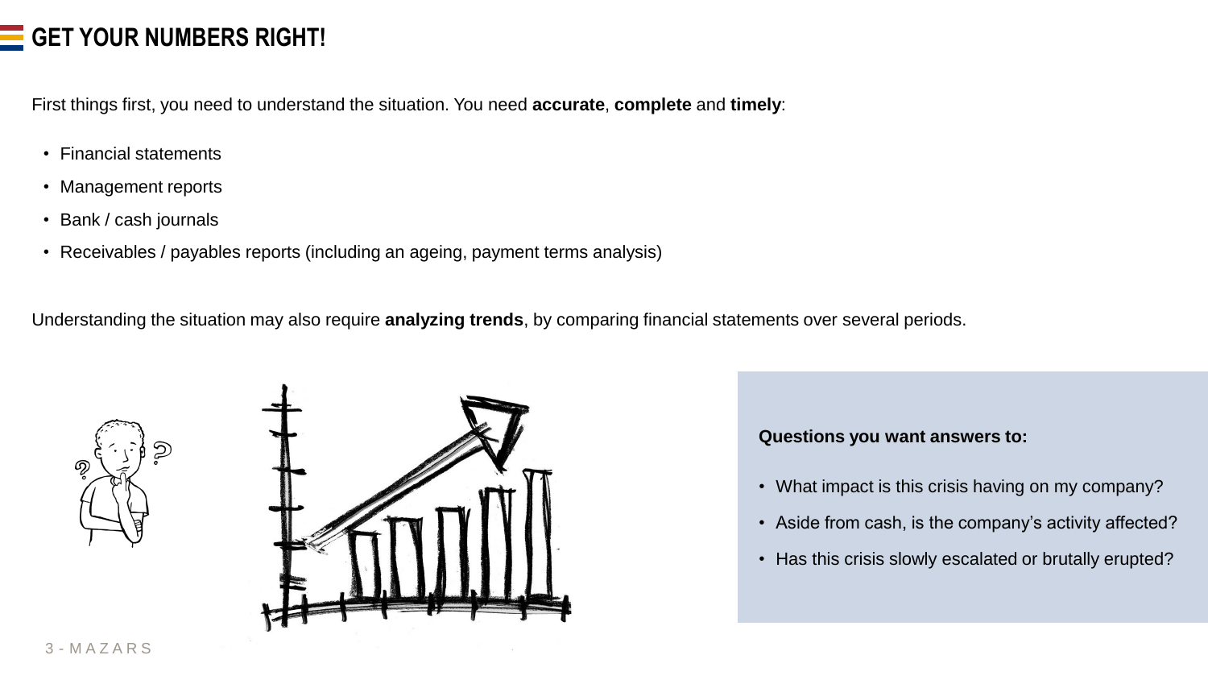# GET YOUR NUMBERS RIGHT!

First things first, you need to understand the situation. You need **accurate**, **complete** and **timely**:

- Financial statements
- Management reports
- Bank / cash journals
- Receivables / payables reports (including an ageing, payment terms analysis)

Understanding the situation may also require **analyzing trends**, by comparing financial statements over several periods.

**Questions you want answers to:**

- What impact is this crisis having on my company?
- Aside from cash, is the company's activity affected?
- Has this crisis slowly escalated or brutally erupted?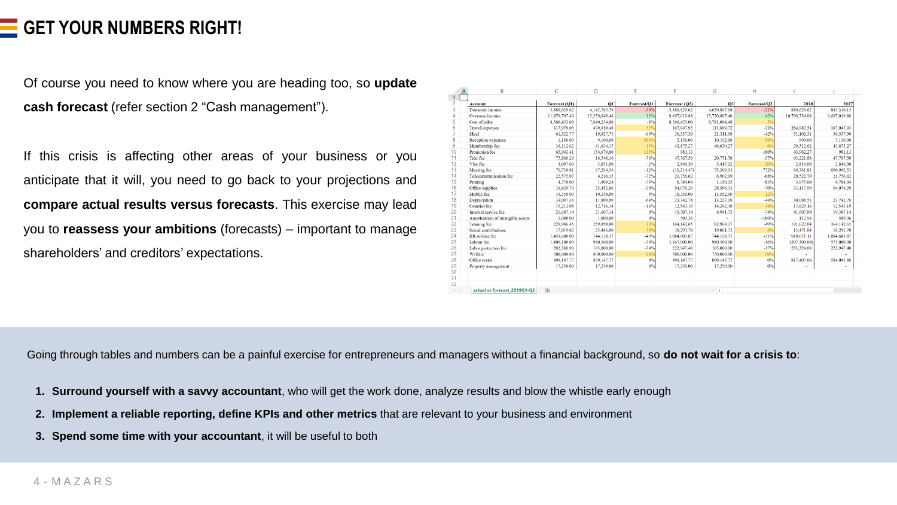# GET YOUR NUMBERS RIGHT!

Of course you need to know where you are heading too, so **update cash forecast** (refer section 2 "Cash management").

If this crisis is affecting other areas of your business or you anticipate that it will, you need to go back to your projections and **compare actual results versus forecasts**. This exercise may lead you to **reassess your ambitions** (forecasts) – important to manage shareholders' and creditors' expectations.

| Account | Forecast (Q1) | Q1 | Forecast/Q1 | Forecast (Q2) | Q2 | Forecast/Q2 | 2018 | 2017 |
|---|---|---|---|---|---|---|---|---|
| Domestic income | 5,889,629.62 | 4,142,765.79 | -30% | 5,889,629.62 | 4,639,897.68 | -21% | 889,629.62 | 883,310.15 |
| Overseas income | 11,879,707.49 | 13,259,649.46 | 12% | 9,697,019.88 | 13,730,807.40 | 42% | 10,799,734.08 | 9,697,019.88 |
| Cost of sales | 8,560,453.00 | 7,840,254.00 | -8% | 8,560,453.00 | 8,781,084.48 | 3% | | |
| Travel expenses | 317,979.05 | 499,910.46 | 57% | 167,047.95 | 111,899.72 | -33% | 264,982.54 | 167,047.95 |
| Meal | 61,322.77 | 19,027.75 | -69% | 36,557.30 | 21,311.08 | -42% | 51,102.31 | 36,557.30 |
| Reception expenses | 1,188.00 | 9,100.00 | 666% | 5,130.00 | 10,192.00 | 99% | 990.00 | 5,130.00 |
| Membership fee | 36,112.62 | 41,634.17 | 15% | 43,875.27 | 46,630.27 | 6% | 29,512.62 | 43,875.27 |
| Promotion fee | 65,943.41 | 154,679.00 | 135% | 981.13 | - | -100% | 43,962.27 | 981.13 |
| Taxi fee | 73,866.26 | 18,546.16 | -76% | 47,767.50 | 20,771.70 | -57% | 63,221.88 | 47,767.50 |
| Visa fee | 3,097.60 | 3,051.00 | -2% | 2,846.30 | 3,417.12 | 20% | 2,816.00 | 2,846.30 |
| Meeting fee | 76,738.01 | 67,294.56 | -12% | (11,214.47) | 75,369.91 | -772% | 69,761.83 | 690,992.53 |
| Telecommunication fee | 22,575.07 | 6,216.15 | -72% | 21,756.62 | 6,962.09 | -68% | 20,522.79 | 21,756.62 |
| Printing | 4,770.00 | 1,009.24 | -79% | 6,784.04 | 1,130.35 | -83% | 3,975.00 | 6,784.04 |
| Office supplies | 36,429.79 | 25,452.06 | -30% | 94,076.29 | 28,506.31 | -70% | 33,117.99 | 94,076.29 |
| Mobile fee | 10,350.00 | 10,350.00 | 0% | 10,350.00 | 11,592.00 | 12% | - | - |
| Depreciation | 33,097.36 | 11,809.99 | -64% | 23,742.78 | 13,227.19 | -44% | 30,088.51 | 23,742.78 |
| Courier fee | 15,212.08 | 12,716.34 | -16% | 12,543.19 | 14,242.30 | 14% | 13,829.16 | 12,543.19 |
| Internet service fee | 21,607.14 | 21,607.14 | 0% | 19,307.14 | 4,941.73 | -74% | 41,607.80 | 19,307.14 |
| Amortization of intangible assets | 1,000.00 | 1,000.00 | 0% | 509.36 | - | -100% | 112.96 | 509.36 |
| Training fee | 229,946.45 | 259,050.00 | 13% | 164,142.65 | 82,968.37 | -49% | 191,622.04 | 164,142.65 |
| Social contributions | 17,019.02 | 25,486.00 | 50% | 18,291.70 | 19,061.31 | 4% | 15,471.84 | 18,291.70 |
| HR service fee | 1,458,600.00 | 744,128.37 | -49% | 1,084,603.87 | 744,128.37 | -31% | 910,071.11 | 1,084,603.87 |
| Labour fee | 1,409,100.00 | 980,360.00 | -30% | 1,167,000.00 | 980,360.00 | -16% | (207,300.00) | 575,000.00 |
| Labor protection fee | 282,388.90 | 185,000.00 | -34% | 222,947.40 | 185,000.00 | -17% | 235,324.08 | 222,947.40 |
| Welfare | 500,000.00 | 800,000.00 | 60% | 500,000.00 | 750,000.00 | 50% | - | - |
| Office rental | 899,147.77 | 899,147.77 | 0% | 899,147.77 | 899,147.77 | 0% | 817,407.06 | 584,091.88 |
| Property management | 17,250.00 | 17,250.00 | 0% | 17,250.00 | 17,250.00 | 0% | - | - |

actual vs forecast_2019Q1-Q2

Going through tables and numbers can be a painful exercise for entrepreneurs and managers without a financial background, so **do not wait for a crisis to**:

1. **Surround yourself with a savvy accountant**, who will get the work done, analyze results and blow the whistle early enough
2. **Implement a reliable reporting, define KPIs and other metrics** that are relevant to your business and environment
3. **Spend some time with your accountant**, it will be useful to both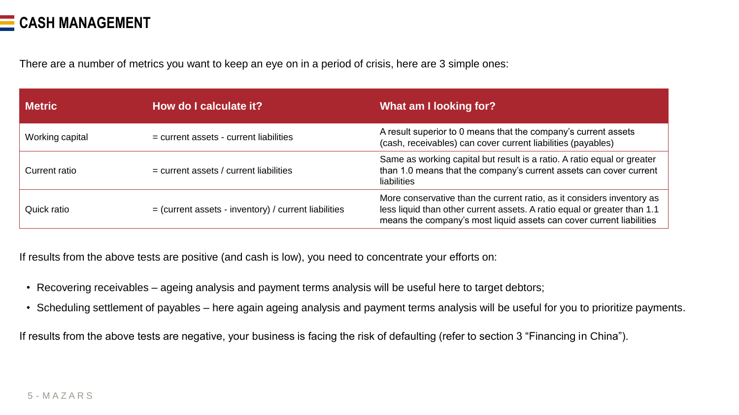# CASH MANAGEMENT

There are a number of metrics you want to keep an eye on in a period of crisis, here are 3 simple ones:

| Metric | How do I calculate it? | What am I looking for? |
| --- | --- | --- |
| Working capital | = current assets - current liabilities | A result superior to 0 means that the company's current assets (cash, receivables) can cover current liabilities (payables) |
| Current ratio | = current assets / current liabilities | Same as working capital but result is a ratio. A ratio equal or greater than 1.0 means that the company's current assets can cover current liabilities |
| Quick ratio | = (current assets - inventory) / current liabilities | More conservative than the current ratio, as it considers inventory as less liquid than other current assets. A ratio equal or greater than 1.1 means the company's most liquid assets can cover current liabilities |

If results from the above tests are positive (and cash is low), you need to concentrate your efforts on:

- Recovering receivables – ageing analysis and payment terms analysis will be useful here to target debtors;
- Scheduling settlement of payables – here again ageing analysis and payment terms analysis will be useful for you to prioritize payments.

If results from the above tests are negative, your business is facing the risk of defaulting (refer to section 3 "Financing in China").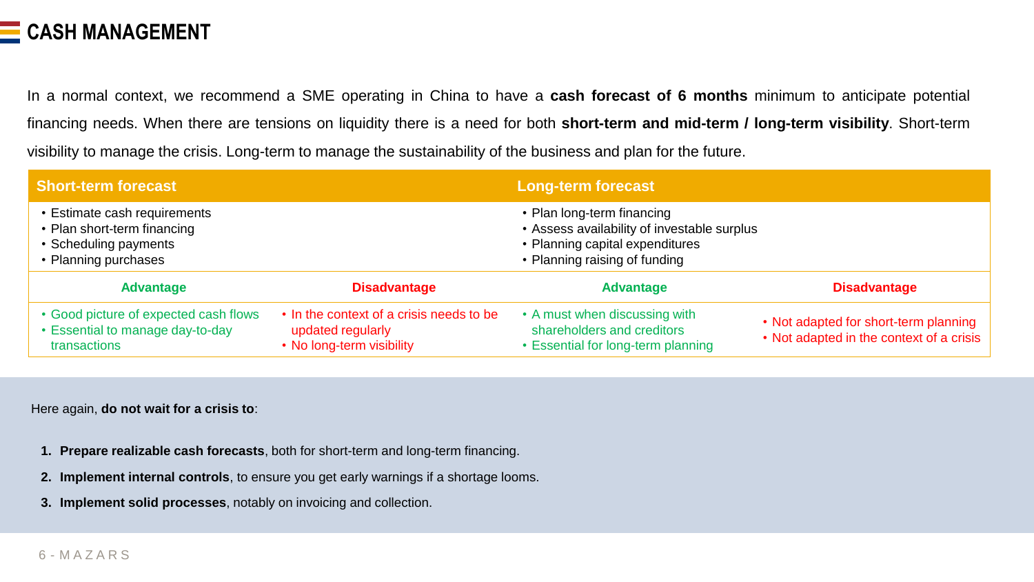# CASH MANAGEMENT

In a normal context, we recommend a SME operating in China to have a **cash forecast of 6 months** minimum to anticipate potential financing needs. When there are tensions on liquidity there is a need for both **short-term and mid-term / long-term visibility**. Short-term visibility to manage the crisis. Long-term to manage the sustainability of the business and plan for the future.

| Short-term forecast | | Long-term forecast | |
|---|---|---|---|
| • Estimate cash requirements<br>• Plan short-term financing<br>• Scheduling payments<br>• Planning purchases | | • Plan long-term financing<br>• Assess availability of investable surplus<br>• Planning capital expenditures<br>• Planning raising of funding | |
| **Advantage** | **Disadvantage** | **Advantage** | **Disadvantage** |
| • Good picture of expected cash flows<br>• Essential to manage day-to-day transactions | • In the context of a crisis needs to be updated regularly<br>• No long-term visibility | • A must when discussing with shareholders and creditors<br>• Essential for long-term planning | • Not adapted for short-term planning<br>• Not adapted in the context of a crisis |

Here again, **do not wait for a crisis to**:

1. **Prepare realizable cash forecasts**, both for short-term and long-term financing.
2. **Implement internal controls**, to ensure you get early warnings if a shortage looms.
3. **Implement solid processes**, notably on invoicing and collection.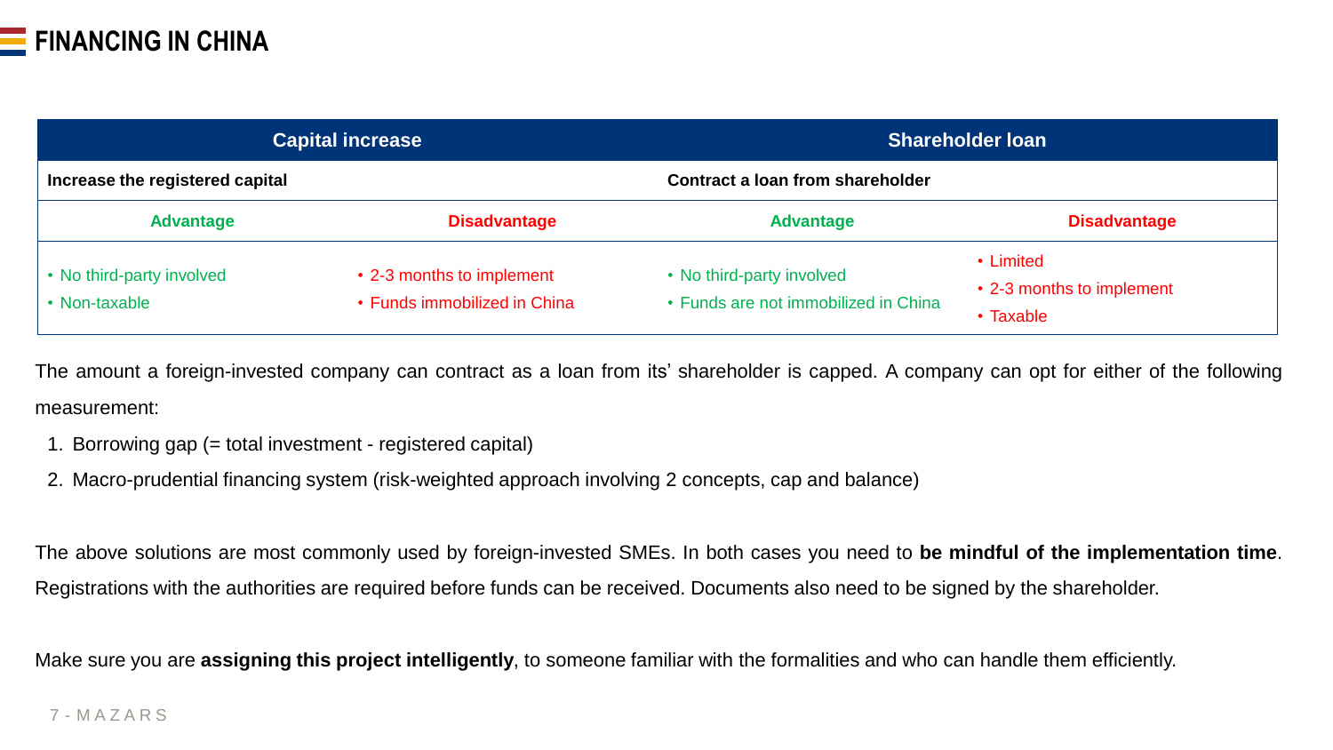# FINANCING IN CHINA

| Capital increase | | Shareholder loan | |
|---|---|---|---|
| **Increase the registered capital** | | **Contract a loan from shareholder** | |
| **Advantage** | **Disadvantage** | **Advantage** | **Disadvantage** |
| • No third-party involved<br>• Non-taxable | • 2-3 months to implement<br>• Funds immobilized in China | • No third-party involved<br>• Funds are not immobilized in China | • Limited<br>• 2-3 months to implement<br>• Taxable |

The amount a foreign-invested company can contract as a loan from its' shareholder is capped. A company can opt for either of the following measurement:

1. Borrowing gap (= total investment - registered capital)
2. Macro-prudential financing system (risk-weighted approach involving 2 concepts, cap and balance)

The above solutions are most commonly used by foreign-invested SMEs. In both cases you need to **be mindful of the implementation time**. Registrations with the authorities are required before funds can be received. Documents also need to be signed by the shareholder.

Make sure you are **assigning this project intelligently**, to someone familiar with the formalities and who can handle them efficiently.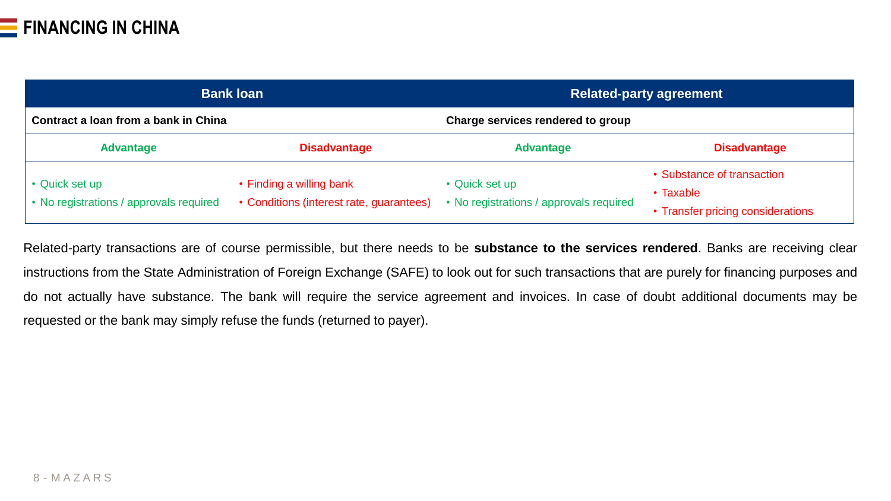# FINANCING IN CHINA

| Bank loan | | Related-party agreement | |
|---|---|---|---|
| **Contract a loan from a bank in China** | | **Charge services rendered to group** | |
| **Advantage** | **Disadvantage** | **Advantage** | **Disadvantage** |
| • Quick set up<br>• No registrations / approvals required | • Finding a willing bank<br>• Conditions (interest rate, guarantees) | • Quick set up<br>• No registrations / approvals required | • Substance of transaction<br>• Taxable<br>• Transfer pricing considerations |

Related-party transactions are of course permissible, but there needs to be **substance to the services rendered**. Banks are receiving clear instructions from the State Administration of Foreign Exchange (SAFE) to look out for such transactions that are purely for financing purposes and do not actually have substance. The bank will require the service agreement and invoices. In case of doubt additional documents may be requested or the bank may simply refuse the funds (returned to payer).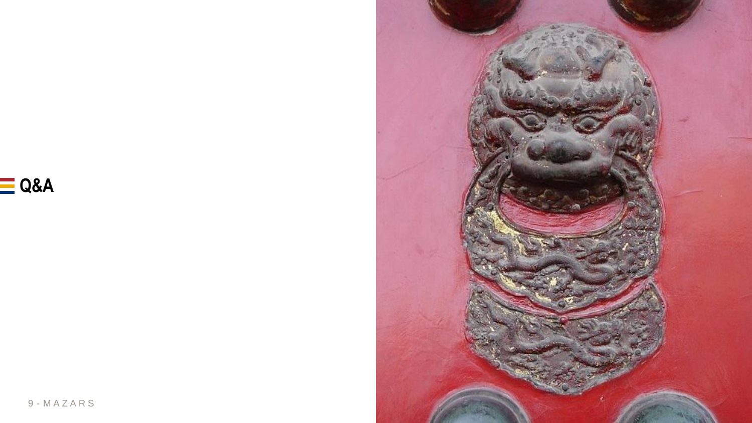# Q&A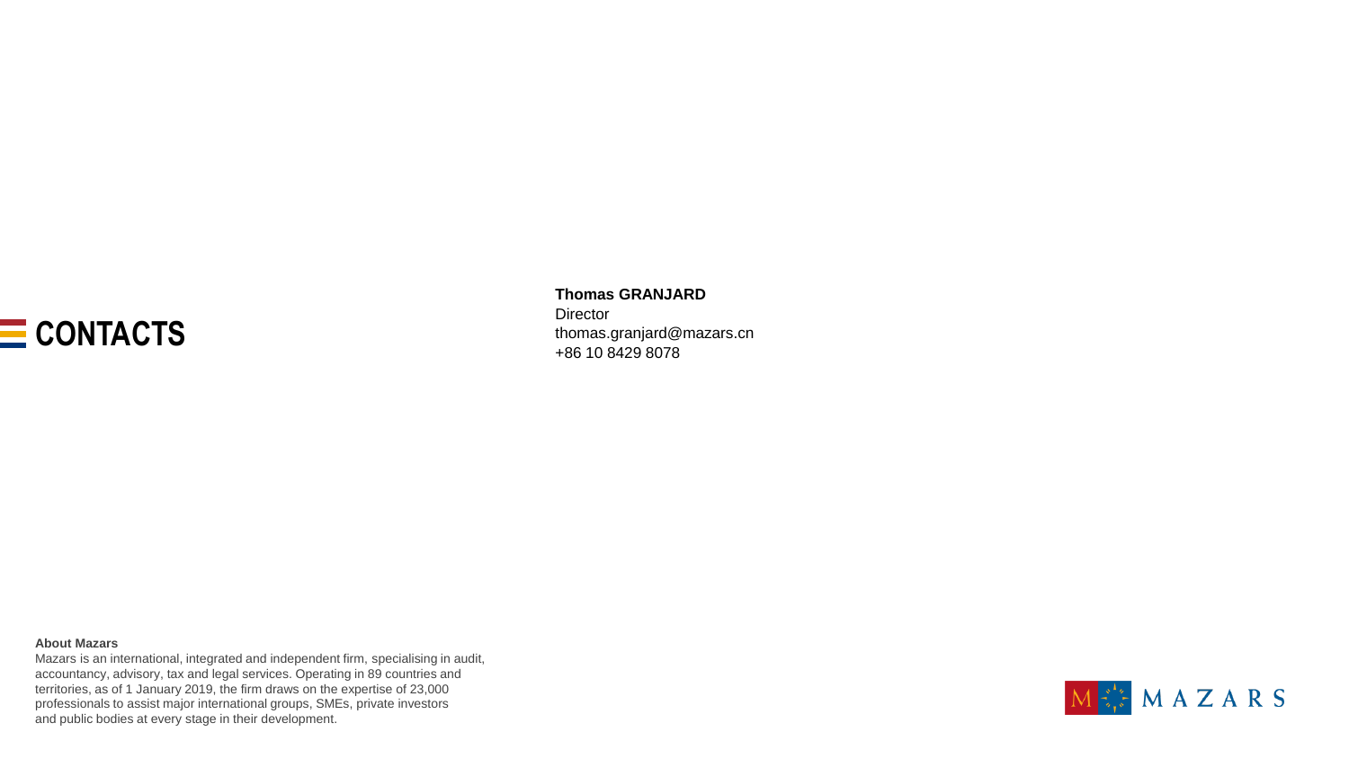## CONTACTS

**Thomas GRANJARD**
Director
thomas.granjard@mazars.cn
+86 10 8429 8078

**About Mazars**

Mazars is an international, integrated and independent firm, specialising in audit, accountancy, advisory, tax and legal services. Operating in 89 countries and territories, as of 1 January 2019, the firm draws on the expertise of 23,000 professionals to assist major international groups, SMEs, private investors and public bodies at every stage in their development.

MAZARS